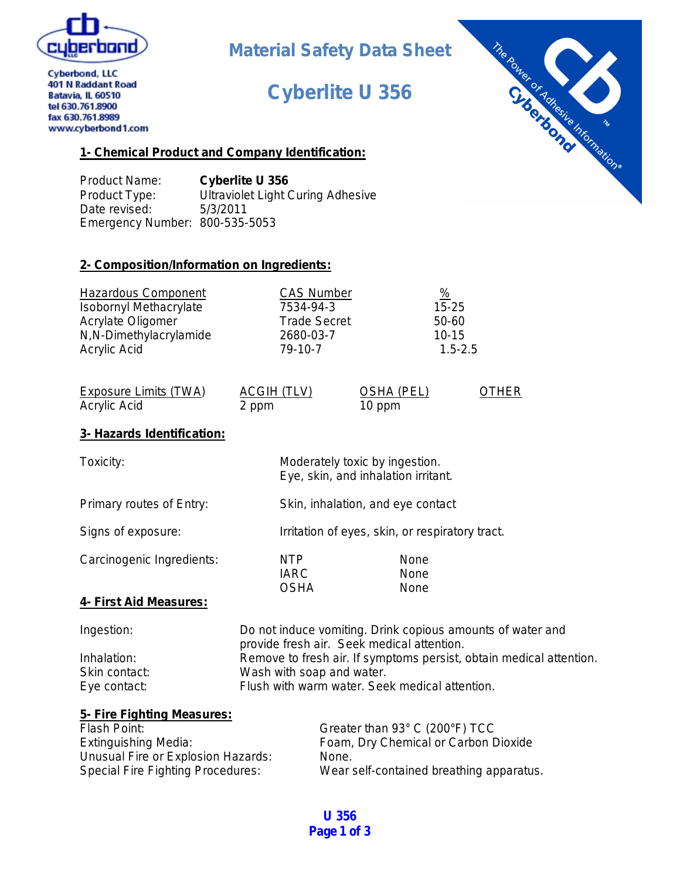Cyberbond, LLC
401 N Raddant Road
Batavia, IL 60510
tel 630.761.8900
fax 630.761.8989
www.cyberbond1.com

# Material Safety Data Sheet

# Cyberlite U 356

## 1- Chemical Product and Company Identification:

Product Name: **Cyberlite U 356**
Product Type: Ultraviolet Light Curing Adhesive
Date revised: 5/3/2011
Emergency Number: 800-535-5053

## 2- Composition/Information on Ingredients:

| Hazardous Component | CAS Number | % |
|---|---|---|
| Isobornyl Methacrylate | 7534-94-3 | 15-25 |
| Acrylate Oligomer | Trade Secret | 50-60 |
| N,N-Dimethylacrylamide | 2680-03-7 | 10-15 |
| Acrylic Acid | 79-10-7 | 1.5-2.5 |

| Exposure Limits (TWA) | ACGIH (TLV) | OSHA (PEL) | OTHER |
|---|---|---|---|
| Acrylic Acid | 2 ppm | 10 ppm | |

## 3- Hazards Identification:

Toxicity: Moderately toxic by ingestion. Eye, skin, and inhalation irritant.

Primary routes of Entry: Skin, inhalation, and eye contact

Signs of exposure: Irritation of eyes, skin, or respiratory tract.

Carcinogenic Ingredients:

| | |
|---|---|
| NTP | None |
| IARC | None |
| OSHA | None |

## 4- First Aid Measures:

Ingestion: Do not induce vomiting. Drink copious amounts of water and provide fresh air. Seek medical attention.
Inhalation: Remove to fresh air. If symptoms persist, obtain medical attention.
Skin contact: Wash with soap and water.
Eye contact: Flush with warm water. Seek medical attention.

## 5- Fire Fighting Measures:

Flash Point: Greater than 93° C (200°F) TCC
Extinguishing Media: Foam, Dry Chemical or Carbon Dioxide
Unusual Fire or Explosion Hazards: None.
Special Fire Fighting Procedures: Wear self-contained breathing apparatus.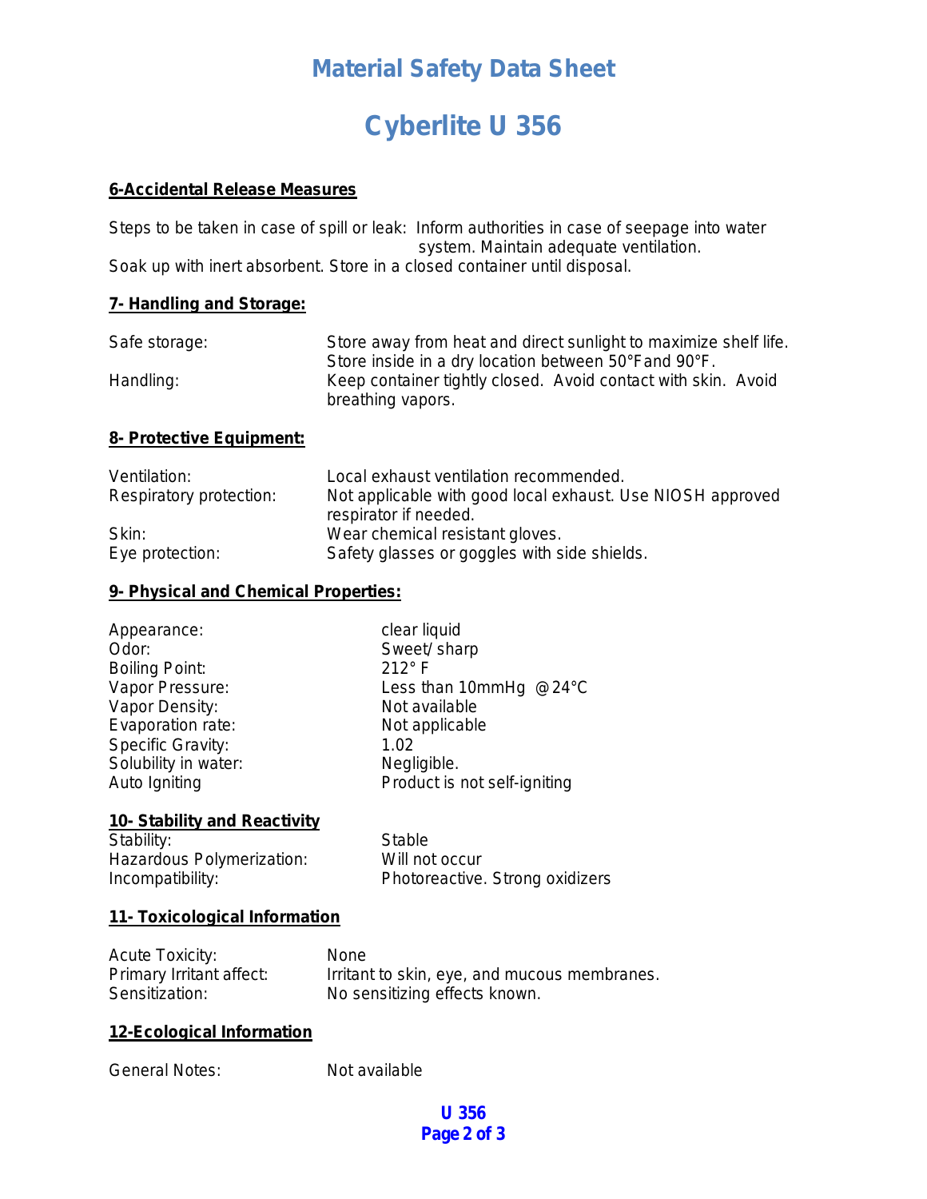# Material Safety Data Sheet

# Cyberlite U 356

## 6-Accidental Release Measures

Steps to be taken in case of spill or leak: Inform authorities in case of seepage into water system. Maintain adequate ventilation.
Soak up with inert absorbent. Store in a closed container until disposal.

## 7- Handling and Storage:

| | |
|---|---|
| Safe storage: | Store away from heat and direct sunlight to maximize shelf life. Store inside in a dry location between 50°F and 90°F. |
| Handling: | Keep container tightly closed. Avoid contact with skin. Avoid breathing vapors. |

## 8- Protective Equipment:

| | |
|---|---|
| Ventilation: | Local exhaust ventilation recommended. |
| Respiratory protection: | Not applicable with good local exhaust. Use NIOSH approved respirator if needed. |
| Skin: | Wear chemical resistant gloves. |
| Eye protection: | Safety glasses or goggles with side shields. |

## 9- Physical and Chemical Properties:

| | |
|---|---|
| Appearance: | clear liquid |
| Odor: | Sweet/ sharp |
| Boiling Point: | 212° F |
| Vapor Pressure: | Less than 10mmHg @24°C |
| Vapor Density: | Not available |
| Evaporation rate: | Not applicable |
| Specific Gravity: | 1.02 |
| Solubility in water: | Negligible. |
| Auto Igniting | Product is not self-igniting |

## 10- Stability and Reactivity

| | |
|---|---|
| Stability: | Stable |
| Hazardous Polymerization: | Will not occur |
| Incompatibility: | Photoreactive. Strong oxidizers |

## 11- Toxicological Information

| | |
|---|---|
| Acute Toxicity: | None |
| Primary Irritant affect: | Irritant to skin, eye, and mucous membranes. |
| Sensitization: | No sensitizing effects known. |

## 12-Ecological Information

| | |
|---|---|
| General Notes: | Not available |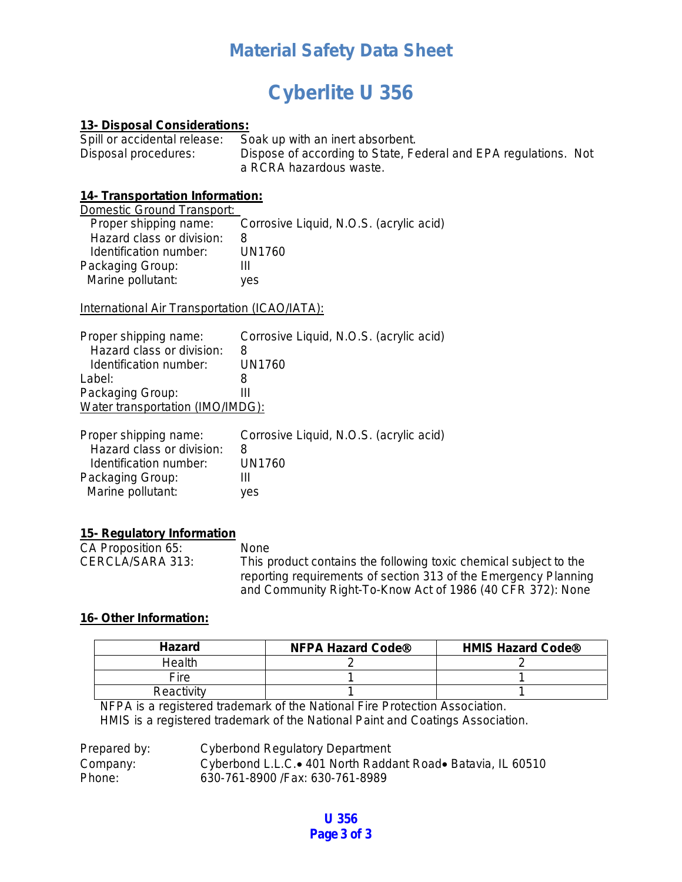# Material Safety Data Sheet

# Cyberlite U 356

## 13- Disposal Considerations:

Spill or accidental release: Soak up with an inert absorbent.

Disposal procedures: Dispose of according to State, Federal and EPA regulations. Not a RCRA hazardous waste.

## 14- Transportation Information:

Domestic Ground Transport:

- Proper shipping name: Corrosive Liquid, N.O.S. (acrylic acid)
- Hazard class or division: 8
- Identification number: UN1760
- Packaging Group: III
- Marine pollutant: yes

International Air Transportation (ICAO/IATA):

- Proper shipping name: Corrosive Liquid, N.O.S. (acrylic acid)
- Hazard class or division: 8
- Identification number: UN1760
- Label: 8
- Packaging Group: III

Water transportation (IMO/IMDG):

- Proper shipping name: Corrosive Liquid, N.O.S. (acrylic acid)
- Hazard class or division: 8
- Identification number: UN1760
- Packaging Group: III
- Marine pollutant: yes

## 15- Regulatory Information

CA Proposition 65: None

CERCLA/SARA 313: This product contains the following toxic chemical subject to the reporting requirements of section 313 of the Emergency Planning and Community Right-To-Know Act of 1986 (40 CFR 372): None

## 16- Other Information:

| Hazard | NFPA Hazard Code® | HMIS Hazard Code® |
|---|---|---|
| Health | 2 | 2 |
| Fire | 1 | 1 |
| Reactivity | 1 | 1 |

NFPA is a registered trademark of the National Fire Protection Association.
HMIS is a registered trademark of the National Paint and Coatings Association.

Prepared by: Cyberbond Regulatory Department

Company: Cyberbond L.L.C.• 401 North Raddant Road• Batavia, IL 60510

Phone: 630-761-8900 /Fax: 630-761-8989